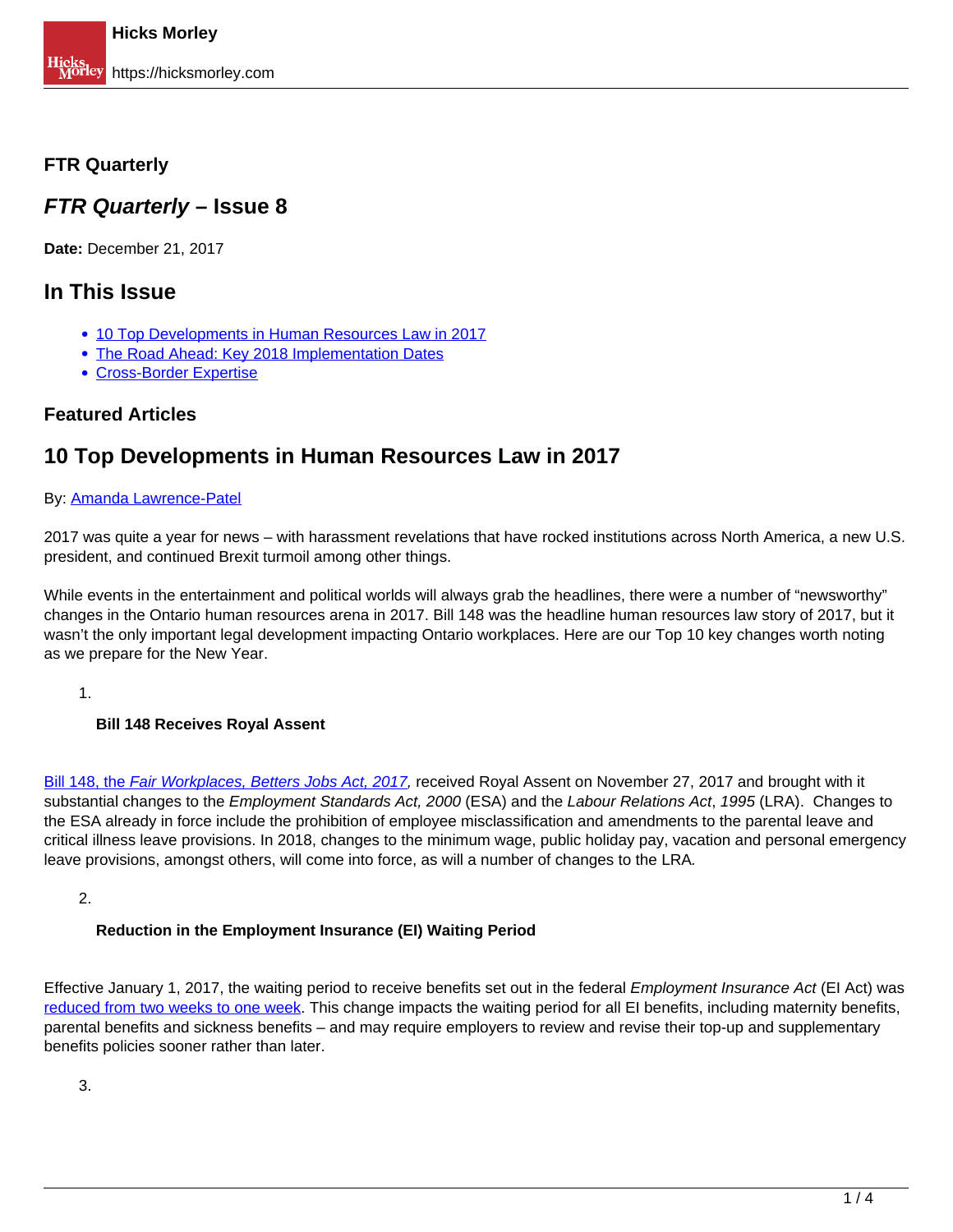**FTR Quarterly**

# *FTR Quarterly* – Issue 8

**Date:** December 21, 2017

## In This Issue

- [10 Top Developments in Human Resources Law in 2017]()
- [The Road Ahead: Key 2018 Implementation Dates]()
- [Cross-Border Expertise]()

### Featured Articles

## 10 Top Developments in Human Resources Law in 2017

By: [Amanda Lawrence-Patel]()

2017 was quite a year for news – with harassment revelations that have rocked institutions across North America, a new U.S. president, and continued Brexit turmoil among other things.

While events in the entertainment and political worlds will always grab the headlines, there were a number of "newsworthy" changes in the Ontario human resources arena in 2017. Bill 148 was the headline human resources law story of 2017, but it wasn't the only important legal development impacting Ontario workplaces. Here are our Top 10 key changes worth noting as we prepare for the New Year.

1. **Bill 148 Receives Royal Assent**

[Bill 148, the *Fair Workplaces, Betters Jobs Act, 2017*](), received Royal Assent on November 27, 2017 and brought with it substantial changes to the *Employment Standards Act, 2000* (ESA) and the *Labour Relations Act*, *1995* (LRA). Changes to the ESA already in force include the prohibition of employee misclassification and amendments to the parental leave and critical illness leave provisions. In 2018, changes to the minimum wage, public holiday pay, vacation and personal emergency leave provisions, amongst others, will come into force, as will a number of changes to the LRA.

2. **Reduction in the Employment Insurance (EI) Waiting Period**

Effective January 1, 2017, the waiting period to receive benefits set out in the federal *Employment Insurance Act* (EI Act) was [reduced from two weeks to one week](). This change impacts the waiting period for all EI benefits, including maternity benefits, parental benefits and sickness benefits – and may require employers to review and revise their top-up and supplementary benefits policies sooner rather than later.

3.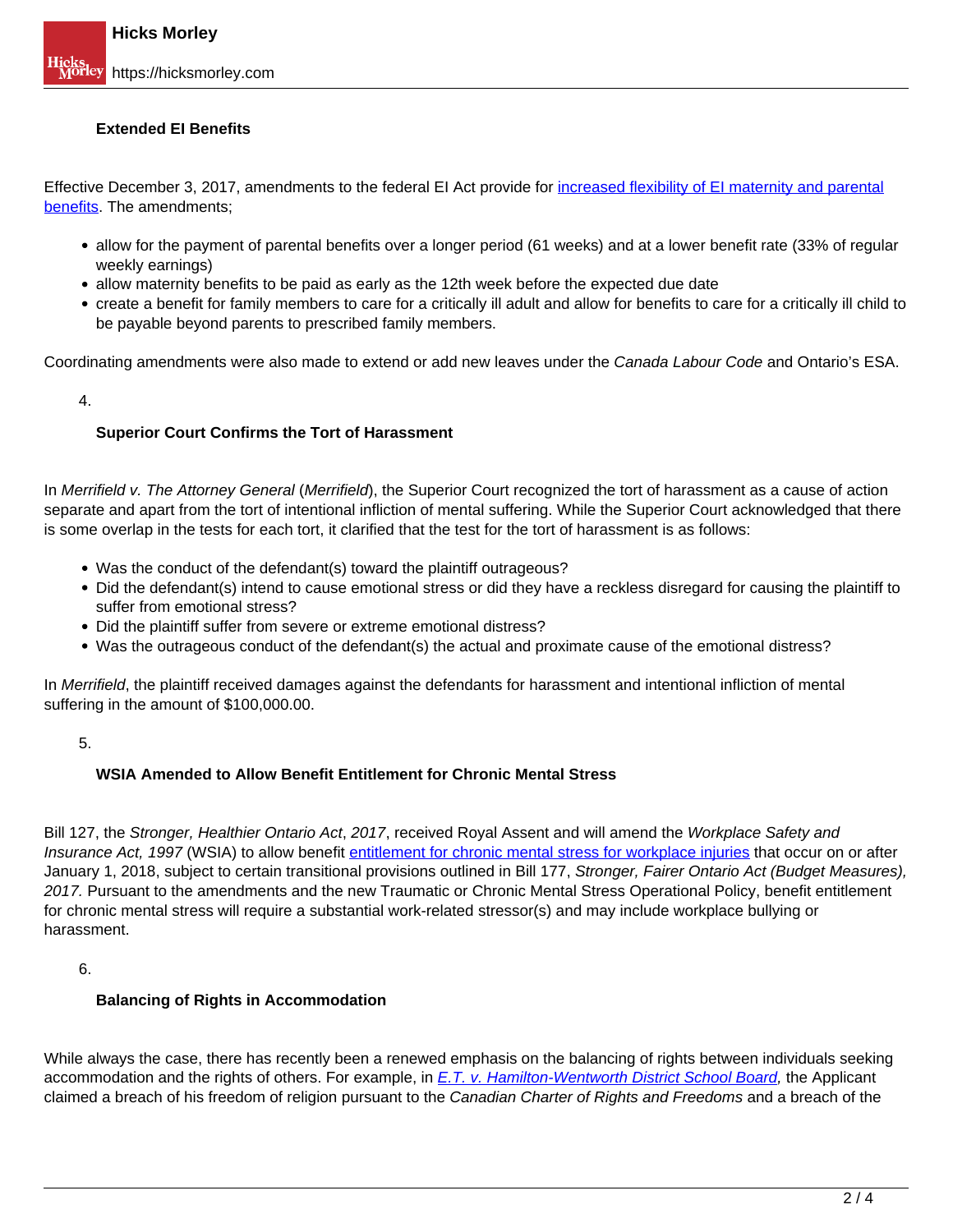### Extended EI Benefits

Effective December 3, 2017, amendments to the federal EI Act provide for increased flexibility of EI maternity and parental benefits. The amendments;

- allow for the payment of parental benefits over a longer period (61 weeks) and at a lower benefit rate (33% of regular weekly earnings)
- allow maternity benefits to be paid as early as the 12th week before the expected due date
- create a benefit for family members to care for a critically ill adult and allow for benefits to care for a critically ill child to be payable beyond parents to prescribed family members.

Coordinating amendments were also made to extend or add new leaves under the *Canada Labour Code* and Ontario's ESA.

4.

### Superior Court Confirms the Tort of Harassment

In *Merrifield v. The Attorney General* (*Merrifield*), the Superior Court recognized the tort of harassment as a cause of action separate and apart from the tort of intentional infliction of mental suffering. While the Superior Court acknowledged that there is some overlap in the tests for each tort, it clarified that the test for the tort of harassment is as follows:

- Was the conduct of the defendant(s) toward the plaintiff outrageous?
- Did the defendant(s) intend to cause emotional stress or did they have a reckless disregard for causing the plaintiff to suffer from emotional stress?
- Did the plaintiff suffer from severe or extreme emotional distress?
- Was the outrageous conduct of the defendant(s) the actual and proximate cause of the emotional distress?

In *Merrifield*, the plaintiff received damages against the defendants for harassment and intentional infliction of mental suffering in the amount of $100,000.00.

5.

### WSIA Amended to Allow Benefit Entitlement for Chronic Mental Stress

Bill 127, the *Stronger, Healthier Ontario Act, 2017*, received Royal Assent and will amend the *Workplace Safety and Insurance Act, 1997* (WSIA) to allow benefit entitlement for chronic mental stress for workplace injuries that occur on or after January 1, 2018, subject to certain transitional provisions outlined in Bill 177, *Stronger, Fairer Ontario Act (Budget Measures), 2017.* Pursuant to the amendments and the new Traumatic or Chronic Mental Stress Operational Policy, benefit entitlement for chronic mental stress will require a substantial work-related stressor(s) and may include workplace bullying or harassment.

6.

### Balancing of Rights in Accommodation

While always the case, there has recently been a renewed emphasis on the balancing of rights between individuals seeking accommodation and the rights of others. For example, in *E.T. v. Hamilton-Wentworth District School Board,* the Applicant claimed a breach of his freedom of religion pursuant to the *Canadian Charter of Rights and Freedoms* and a breach of the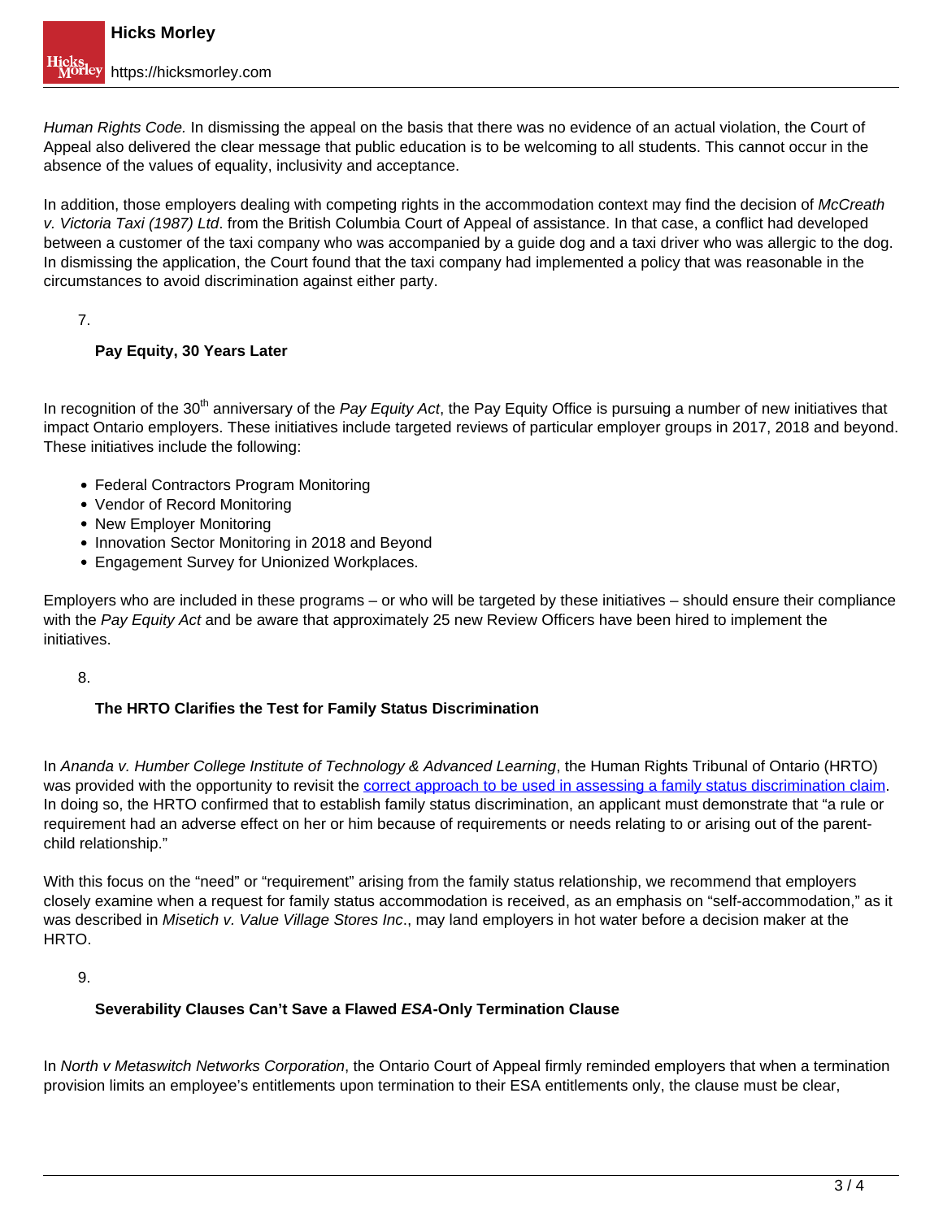*Human Rights Code.* In dismissing the appeal on the basis that there was no evidence of an actual violation, the Court of Appeal also delivered the clear message that public education is to be welcoming to all students. This cannot occur in the absence of the values of equality, inclusivity and acceptance.

In addition, those employers dealing with competing rights in the accommodation context may find the decision of *McCreath v. Victoria Taxi (1987) Ltd*. from the British Columbia Court of Appeal of assistance. In that case, a conflict had developed between a customer of the taxi company who was accompanied by a guide dog and a taxi driver who was allergic to the dog. In dismissing the application, the Court found that the taxi company had implemented a policy that was reasonable in the circumstances to avoid discrimination against either party.

7. **Pay Equity, 30 Years Later**

In recognition of the 30th anniversary of the *Pay Equity Act*, the Pay Equity Office is pursuing a number of new initiatives that impact Ontario employers. These initiatives include targeted reviews of particular employer groups in 2017, 2018 and beyond. These initiatives include the following:

- Federal Contractors Program Monitoring
- Vendor of Record Monitoring
- New Employer Monitoring
- Innovation Sector Monitoring in 2018 and Beyond
- Engagement Survey for Unionized Workplaces.

Employers who are included in these programs – or who will be targeted by these initiatives – should ensure their compliance with the *Pay Equity Act* and be aware that approximately 25 new Review Officers have been hired to implement the initiatives.

8. **The HRTO Clarifies the Test for Family Status Discrimination**

In *Ananda v. Humber College Institute of Technology & Advanced Learning*, the Human Rights Tribunal of Ontario (HRTO) was provided with the opportunity to revisit the correct approach to be used in assessing a family status discrimination claim. In doing so, the HRTO confirmed that to establish family status discrimination, an applicant must demonstrate that "a rule or requirement had an adverse effect on her or him because of requirements or needs relating to or arising out of the parent-child relationship."

With this focus on the "need" or "requirement" arising from the family status relationship, we recommend that employers closely examine when a request for family status accommodation is received, as an emphasis on "self-accommodation," as it was described in *Misetich v. Value Village Stores Inc*., may land employers in hot water before a decision maker at the HRTO.

9. **Severability Clauses Can't Save a Flawed *ESA*-Only Termination Clause**

In *North v Metaswitch Networks Corporation*, the Ontario Court of Appeal firmly reminded employers that when a termination provision limits an employee's entitlements upon termination to their ESA entitlements only, the clause must be clear,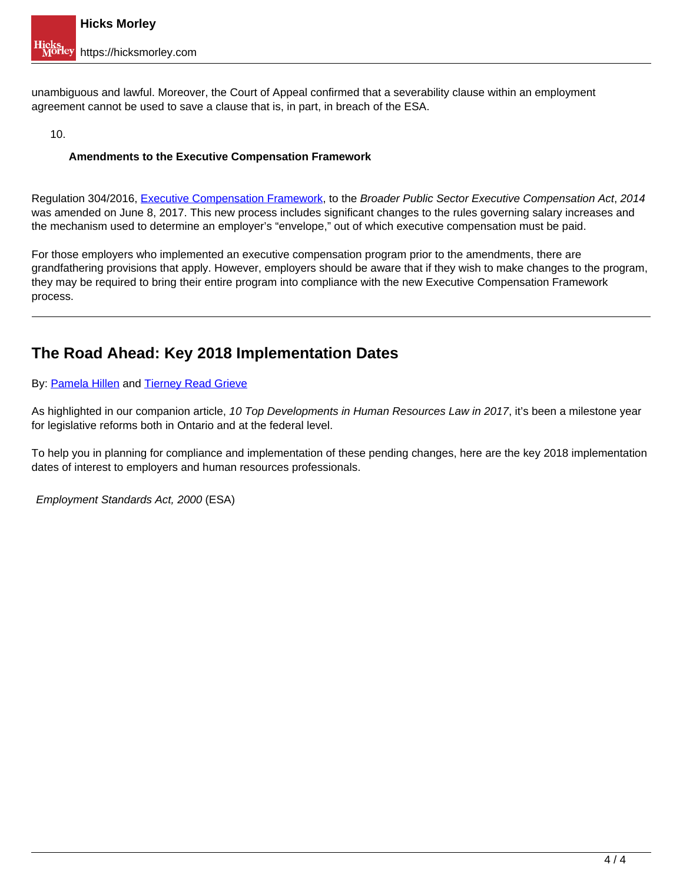unambiguous and lawful. Moreover, the Court of Appeal confirmed that a severability clause within an employment agreement cannot be used to save a clause that is, in part, in breach of the ESA.

10. **Amendments to the Executive Compensation Framework**

Regulation 304/2016, Executive Compensation Framework, to the *Broader Public Sector Executive Compensation Act*, *2014* was amended on June 8, 2017. This new process includes significant changes to the rules governing salary increases and the mechanism used to determine an employer's "envelope," out of which executive compensation must be paid.

For those employers who implemented an executive compensation program prior to the amendments, there are grandfathering provisions that apply. However, employers should be aware that if they wish to make changes to the program, they may be required to bring their entire program into compliance with the new Executive Compensation Framework process.

---

## The Road Ahead: Key 2018 Implementation Dates

By: Pamela Hillen and Tierney Read Grieve

As highlighted in our companion article, *10 Top Developments in Human Resources Law in 2017*, it's been a milestone year for legislative reforms both in Ontario and at the federal level.

To help you in planning for compliance and implementation of these pending changes, here are the key 2018 implementation dates of interest to employers and human resources professionals.

*Employment Standards Act, 2000* (ESA)